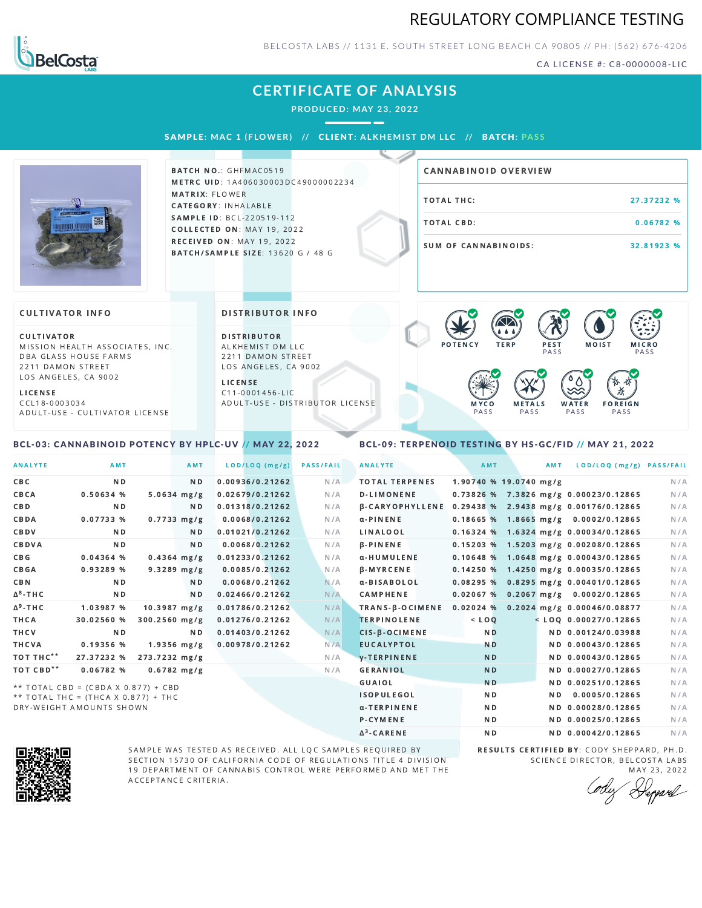# REGULATORY COMPLIANCE TESTING

BELCOSTA LABS // 1131 E. SOUTH STREET LONG BEACH CA 90805 // PH: (562) 676-4206

CA LICENSE #: C8-0000008-LIC

## CERTIFICATE OF ANALYSIS

**PRODUCED: MAY 23, 2022**

**SAMPLE: MAC 1 (FLOWER) // CLIENT: ALKHEMIST DM LLC // BATCH: PASS**

**BATCH NO.**: GHFMAC0519
**METRC UID**: 1A406030003DC49000002234
**MATRIX**: FLOWER
**CATEGORY**: INHALABLE
**SAMPLE ID**: BCL-220519-112
**COLLECTED ON**: MAY 19, 2022
**RECEIVED ON**: MAY 19, 2022
**BATCH/SAMPLE SIZE**: 13620 G / 48 G

### CANNABINOID OVERVIEW

| | |
|---|---|
| TOTAL THC: | 27.37232 % |
| TOTAL CBD: | 0.06782 % |
| SUM OF CANNABINOIDS: | 32.81923 % |

### CULTIVATOR INFO

**CULTIVATOR**
MISSION HEALTH ASSOCIATES, INC.
DBA GLASS HOUSE FARMS
2211 DAMON STREET
LOS ANGELES, CA 9002

**LICENSE**
CCL18-0003034
ADULT-USE - CULTIVATOR LICENSE

### DISTRIBUTOR INFO

**DISTRIBUTOR**
ALKHEMIST DM LLC
2211 DAMON STREET
LOS ANGELES, CA 9002

**LICENSE**
C11-0001456-LIC
ADULT-USE - DISTRIBUTOR LICENSE

POTENCY | TERP | PEST PASS | MOIST | MICRO PASS | MYCO PASS | METALS PASS | WATER PASS | FOREIGN PASS

### BCL-03: CANNABINOID POTENCY BY HPLC-UV // MAY 22, 2022

| ANALYTE | AMT | AMT | LOD/LOQ (mg/g) | PASS/FAIL |
|---|---|---|---|---|
| CBC | ND | ND | 0.00936/0.21262 | N/A |
| CBCA | 0.50634 % | 5.0634 mg/g | 0.02679/0.21262 | N/A |
| CBD | ND | ND | 0.01318/0.21262 | N/A |
| CBDA | 0.07733 % | 0.7733 mg/g | 0.0068/0.21262 | N/A |
| CBDV | ND | ND | 0.01021/0.21262 | N/A |
| CBDVA | ND | ND | 0.0068/0.21262 | N/A |
| CBG | 0.04364 % | 0.4364 mg/g | 0.01233/0.21262 | N/A |
| CBGA | 0.93289 % | 9.3289 mg/g | 0.0085/0.21262 | N/A |
| CBN | ND | ND | 0.0068/0.21262 | N/A |
| Δ⁸-THC | ND | ND | 0.02466/0.21262 | N/A |
| Δ⁹-THC | 1.03987 % | 10.3987 mg/g | 0.01786/0.21262 | N/A |
| THCA | 30.02560 % | 300.2560 mg/g | 0.01276/0.21262 | N/A |
| THCV | ND | ND | 0.01403/0.21262 | N/A |
| THCVA | 0.19356 % | 1.9356 mg/g | 0.00978/0.21262 | N/A |
| TOT THC** | 27.37232 % | 273.7232 mg/g | | N/A |
| TOT CBD** | 0.06782 % | 0.6782 mg/g | | N/A |

** TOTAL CBD = (CBDA X 0.877) + CBD
** TOTAL THC = (THCA X 0.877) + THC
DRY-WEIGHT AMOUNTS SHOWN

### BCL-09: TERPENOID TESTING BY HS-GC/FID // MAY 21, 2022

| ANALYTE | AMT | AMT | LOD/LOQ (mg/g) | PASS/FAIL |
|---|---|---|---|---|
| TOTAL TERPENES | 1.90740 % | 19.0740 mg/g | | N/A |
| D-LIMONENE | 0.73826 % | 7.3826 mg/g | 0.00023/0.12865 | N/A |
| β-CARYOPHYLLENE | 0.29438 % | 2.9438 mg/g | 0.00176/0.12865 | N/A |
| α-PINENE | 0.18665 % | 1.8665 mg/g | 0.0002/0.12865 | N/A |
| LINALOOL | 0.16324 % | 1.6324 mg/g | 0.00034/0.12865 | N/A |
| β-PINENE | 0.15203 % | 1.5203 mg/g | 0.00208/0.12865 | N/A |
| α-HUMULENE | 0.10648 % | 1.0648 mg/g | 0.00043/0.12865 | N/A |
| β-MYRCENE | 0.14250 % | 1.4250 mg/g | 0.00035/0.12865 | N/A |
| α-BISABOLOL | 0.08295 % | 0.8295 mg/g | 0.00401/0.12865 | N/A |
| CAMPHENE | 0.02067 % | 0.2067 mg/g | 0.0002/0.12865 | N/A |
| TRANS-β-OCIMENE | 0.02024 % | 0.2024 mg/g | 0.00046/0.08877 | N/A |
| TERPINOLENE | < LOQ | < LOQ | 0.00027/0.12865 | N/A |
| CIS-β-OCIMENE | ND | ND | 0.00124/0.03988 | N/A |
| EUCALYPTOL | ND | ND | 0.00043/0.12865 | N/A |
| γ-TERPINENE | ND | ND | 0.00043/0.12865 | N/A |
| GERANIOL | ND | ND | 0.00027/0.12865 | N/A |
| GUAIOL | ND | ND | 0.00251/0.12865 | N/A |
| ISOPULEGOL | ND | ND | 0.0005/0.12865 | N/A |
| α-TERPINENE | ND | ND | 0.00028/0.12865 | N/A |
| P-CYMENE | ND | ND | 0.00025/0.12865 | N/A |
| Δ³-CARENE | ND | ND | 0.00042/0.12865 | N/A |

SAMPLE WAS TESTED AS RECEIVED. ALL LQC SAMPLES REQUIRED BY SECTION 15730 OF CALIFORNIA CODE OF REGULATIONS TITLE 4 DIVISION 19 DEPARTMENT OF CANNABIS CONTROL WERE PERFORMED AND MET THE ACCEPTANCE CRITERIA.

**RESULTS CERTIFIED BY**: CODY SHEPPARD, PH.D.
SCIENCE DIRECTOR, BELCOSTA LABS
MAY 23, 2022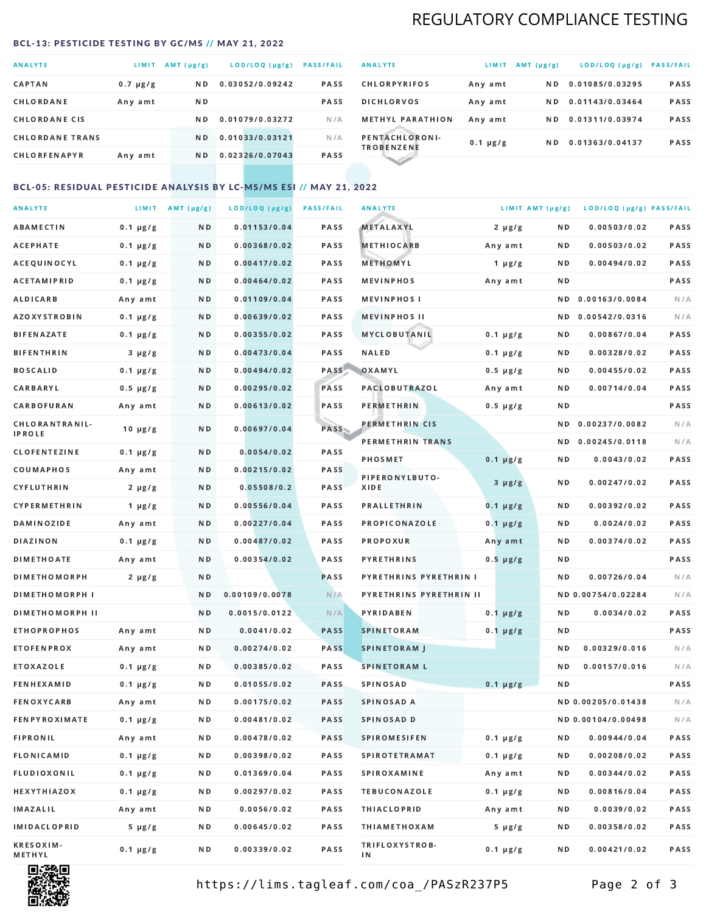## REGULATORY COMPLIANCE TESTING

### BCL-13: PESTICIDE TESTING BY GC/MS // MAY 21, 2022

| ANALYTE | LIMIT | AMT (µg/g) | LOD/LOQ (µg/g) | PASS/FAIL |
|---|---|---|---|---|
| CAPTAN | 0.7 µg/g | ND | 0.03052/0.09242 | PASS |
| CHLORDANE | Any amt | ND | | PASS |
| CHLORDANE CIS | | ND | 0.01079/0.03272 | N/A |
| CHLORDANE TRANS | | ND | 0.01033/0.03121 | N/A |
| CHLORFENAPYR | Any amt | ND | 0.02326/0.07043 | PASS |
| CHLORPYRIFOS | Any amt | ND | 0.01085/0.03295 | PASS |
| DICHLORVOS | Any amt | ND | 0.01143/0.03464 | PASS |
| METHYL PARATHION | Any amt | ND | 0.01311/0.03974 | PASS |
| PENTACHLORONI-TROBENZENE | 0.1 µg/g | ND | 0.01363/0.04137 | PASS |

### BCL-05: RESIDUAL PESTICIDE ANALYSIS BY LC-MS/MS ESI // MAY 21, 2022

| ANALYTE | LIMIT | AMT (µg/g) | LOD/LOQ (µg/g) | PASS/FAIL |
|---|---|---|---|---|
| ABAMECTIN | 0.1 µg/g | ND | 0.01153/0.04 | PASS |
| ACEPHATE | 0.1 µg/g | ND | 0.00368/0.02 | PASS |
| ACEQUINOCYL | 0.1 µg/g | ND | 0.00417/0.02 | PASS |
| ACETAMIPRID | 0.1 µg/g | ND | 0.00464/0.02 | PASS |
| ALDICARB | Any amt | ND | 0.01109/0.04 | PASS |
| AZOXYSTROBIN | 0.1 µg/g | ND | 0.00639/0.02 | PASS |
| BIFENAZATE | 0.1 µg/g | ND | 0.00355/0.02 | PASS |
| BIFENTHRIN | 3 µg/g | ND | 0.00473/0.04 | PASS |
| BOSCALID | 0.1 µg/g | ND | 0.00494/0.02 | PASS |
| CARBARYL | 0.5 µg/g | ND | 0.00295/0.02 | PASS |
| CARBOFURAN | Any amt | ND | 0.00613/0.02 | PASS |
| CHLORANTRANIL-IPROLE | 10 µg/g | ND | 0.00697/0.04 | PASS |
| CLOFENTEZINE | 0.1 µg/g | ND | 0.0054/0.02 | PASS |
| COUMAPHOS | Any amt | ND | 0.00215/0.02 | PASS |
| CYFLUTHRIN | 2 µg/g | ND | 0.05508/0.2 | PASS |
| CYPERMETHRIN | 1 µg/g | ND | 0.00556/0.04 | PASS |
| DAMINOZIDE | Any amt | ND | 0.00227/0.04 | PASS |
| DIAZINON | 0.1 µg/g | ND | 0.00487/0.02 | PASS |
| DIMETHOATE | Any amt | ND | 0.00354/0.02 | PASS |
| DIMETHOMORPH | 2 µg/g | ND | | PASS |
| DIMETHOMORPH I | | ND | 0.00109/0.0078 | N/A |
| DIMETHOMORPH II | | ND | 0.0015/0.0122 | N/A |
| ETHOPROPHOS | Any amt | ND | 0.0041/0.02 | PASS |
| ETOFENPROX | Any amt | ND | 0.00274/0.02 | PASS |
| ETOXAZOLE | 0.1 µg/g | ND | 0.00385/0.02 | PASS |
| FENHEXAMID | 0.1 µg/g | ND | 0.01055/0.02 | PASS |
| FENOXYCARB | Any amt | ND | 0.00175/0.02 | PASS |
| FENPYROXIMATE | 0.1 µg/g | ND | 0.00481/0.02 | PASS |
| FIPRONIL | Any amt | ND | 0.00478/0.02 | PASS |
| FLONICAMID | 0.1 µg/g | ND | 0.00398/0.02 | PASS |
| FLUDIOXONIL | 0.1 µg/g | ND | 0.01369/0.04 | PASS |
| HEXYTHIAZOX | 0.1 µg/g | ND | 0.00297/0.02 | PASS |
| IMAZALIL | Any amt | ND | 0.0056/0.02 | PASS |
| IMIDACLOPRID | 5 µg/g | ND | 0.00645/0.02 | PASS |
| KRESOXIM-METHYL | 0.1 µg/g | ND | 0.00339/0.02 | PASS |
| METALAXYL | 2 µg/g | ND | 0.00503/0.02 | PASS |
| METHIOCARB | Any amt | ND | 0.00503/0.02 | PASS |
| METHOMYL | 1 µg/g | ND | 0.00494/0.02 | PASS |
| MEVINPHOS | Any amt | ND | | PASS |
| MEVINPHOS I | | ND | 0.00163/0.0084 | N/A |
| MEVINPHOS II | | ND | 0.00542/0.0316 | N/A |
| MYCLOBUTANIL | 0.1 µg/g | ND | 0.00867/0.04 | PASS |
| NALED | 0.1 µg/g | ND | 0.00328/0.02 | PASS |
| OXAMYL | 0.5 µg/g | ND | 0.00455/0.02 | PASS |
| PACLOBUTRAZOL | Any amt | ND | 0.00714/0.04 | PASS |
| PERMETHRIN | 0.5 µg/g | ND | | PASS |
| PERMETHRIN CIS | | ND | 0.00237/0.0082 | N/A |
| PERMETHRIN TRANS | | ND | 0.00245/0.0118 | N/A |
| PHOSMET | 0.1 µg/g | ND | 0.0043/0.02 | PASS |
| PIPERONYLBUTO-XIDE | 3 µg/g | ND | 0.00247/0.02 | PASS |
| PRALLETHRIN | 0.1 µg/g | ND | 0.00392/0.02 | PASS |
| PROPICONAZOLE | 0.1 µg/g | ND | 0.0024/0.02 | PASS |
| PROPOXUR | Any amt | ND | 0.00374/0.02 | PASS |
| PYRETHRINS | 0.5 µg/g | ND | | PASS |
| PYRETHRINS PYRETHRIN I | | ND | 0.00726/0.04 | N/A |
| PYRETHRINS PYRETHRIN II | | ND | 0.00754/0.02284 | N/A |
| PYRIDABEN | 0.1 µg/g | ND | 0.0034/0.02 | PASS |
| SPINETORAM | 0.1 µg/g | ND | | PASS |
| SPINETORAM J | | ND | 0.00329/0.016 | N/A |
| SPINETORAM L | | ND | 0.00157/0.016 | N/A |
| SPINOSAD | 0.1 µg/g | ND | | PASS |
| SPINOSAD A | | ND | 0.00205/0.01438 | N/A |
| SPINOSAD D | | ND | 0.00104/0.00498 | N/A |
| SPIROMESIFEN | 0.1 µg/g | ND | 0.00944/0.04 | PASS |
| SPIROTETRAMAT | 0.1 µg/g | ND | 0.00208/0.02 | PASS |
| SPIROXAMINE | Any amt | ND | 0.00344/0.02 | PASS |
| TEBUCONAZOLE | 0.1 µg/g | ND | 0.00816/0.04 | PASS |
| THIACLOPRID | Any amt | ND | 0.0039/0.02 | PASS |
| THIAMETHOXAM | 5 µg/g | ND | 0.00358/0.02 | PASS |
| TRIFLOXYSTROB-IN | 0.1 µg/g | ND | 0.00421/0.02 | PASS |

https://lims.tagleaf.com/coa_/PASzR237P5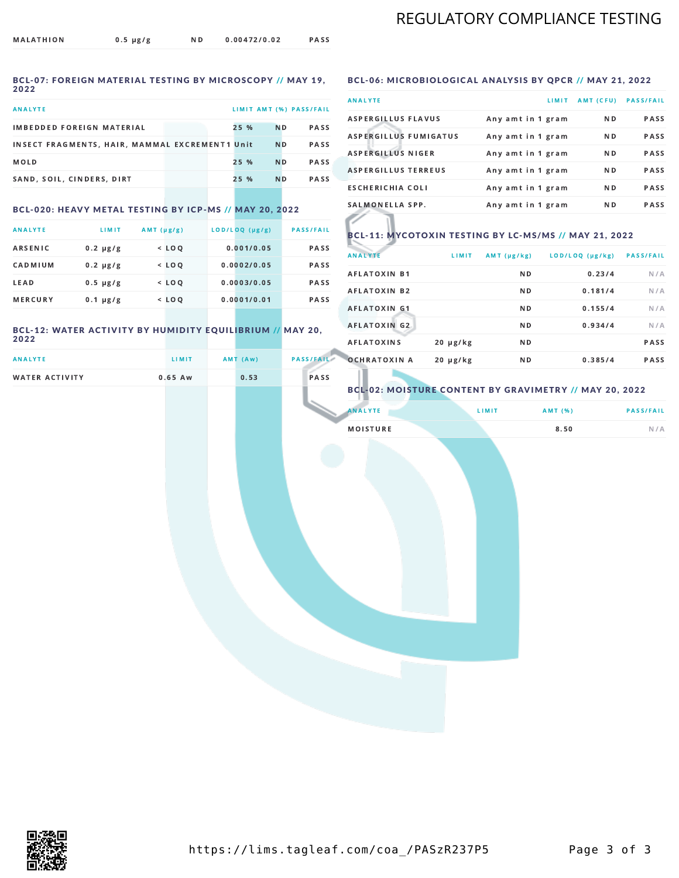# REGULATORY COMPLIANCE TESTING

| | | | | |
|---|---|---|---|---|
| MALATHION | 0.5 µg/g | ND | 0.00472/0.02 | PASS |

## BCL-07: FOREIGN MATERIAL TESTING BY MICROSCOPY // MAY 19, 2022

| ANALYTE | LIMIT | AMT (%) | PASS/FAIL |
|---|---|---|---|
| IMBEDDED FOREIGN MATERIAL | 25 % | ND | PASS |
| INSECT FRAGMENTS, HAIR, MAMMAL EXCREMENT | 1 Unit | ND | PASS |
| MOLD | 25 % | ND | PASS |
| SAND, SOIL, CINDERS, DIRT | 25 % | ND | PASS |

## BCL-020: HEAVY METAL TESTING BY ICP-MS // MAY 20, 2022

| ANALYTE | LIMIT | AMT (µg/g) | LOD/LOQ (µg/g) | PASS/FAIL |
|---|---|---|---|---|
| ARSENIC | 0.2 µg/g | < LOQ | 0.001/0.05 | PASS |
| CADMIUM | 0.2 µg/g | < LOQ | 0.0002/0.05 | PASS |
| LEAD | 0.5 µg/g | < LOQ | 0.0003/0.05 | PASS |
| MERCURY | 0.1 µg/g | < LOQ | 0.0001/0.01 | PASS |

## BCL-12: WATER ACTIVITY BY HUMIDITY EQUILIBRIUM // MAY 20, 2022

| ANALYTE | LIMIT | AMT (Aw) | PASS/FAIL |
|---|---|---|---|
| WATER ACTIVITY | 0.65 Aw | 0.53 | PASS |

## BCL-06: MICROBIOLOGICAL ANALYSIS BY QPCR // MAY 21, 2022

| ANALYTE | LIMIT | AMT (CFU) | PASS/FAIL |
|---|---|---|---|
| ASPERGILLUS FLAVUS | Any amt in 1 gram | ND | PASS |
| ASPERGILLUS FUMIGATUS | Any amt in 1 gram | ND | PASS |
| ASPERGILLUS NIGER | Any amt in 1 gram | ND | PASS |
| ASPERGILLUS TERREUS | Any amt in 1 gram | ND | PASS |
| ESCHERICHIA COLI | Any amt in 1 gram | ND | PASS |
| SALMONELLA SPP. | Any amt in 1 gram | ND | PASS |

## BCL-11: MYCOTOXIN TESTING BY LC-MS/MS // MAY 21, 2022

| ANALYTE | LIMIT | AMT (µg/kg) | LOD/LOQ (µg/kg) | PASS/FAIL |
|---|---|---|---|---|
| AFLATOXIN B1 | | ND | 0.23/4 | N/A |
| AFLATOXIN B2 | | ND | 0.181/4 | N/A |
| AFLATOXIN G1 | | ND | 0.155/4 | N/A |
| AFLATOXIN G2 | | ND | 0.934/4 | N/A |
| AFLATOXINS | 20 µg/kg | ND | | PASS |
| OCHRATOXIN A | 20 µg/kg | ND | 0.385/4 | PASS |

## BCL-02: MOISTURE CONTENT BY GRAVIMETRY // MAY 20, 2022

| ANALYTE | LIMIT | AMT (%) | PASS/FAIL |
|---|---|---|---|
| MOISTURE | | 8.50 | N/A |

https://lims.tagleaf.com/coa_/PASzR237P5